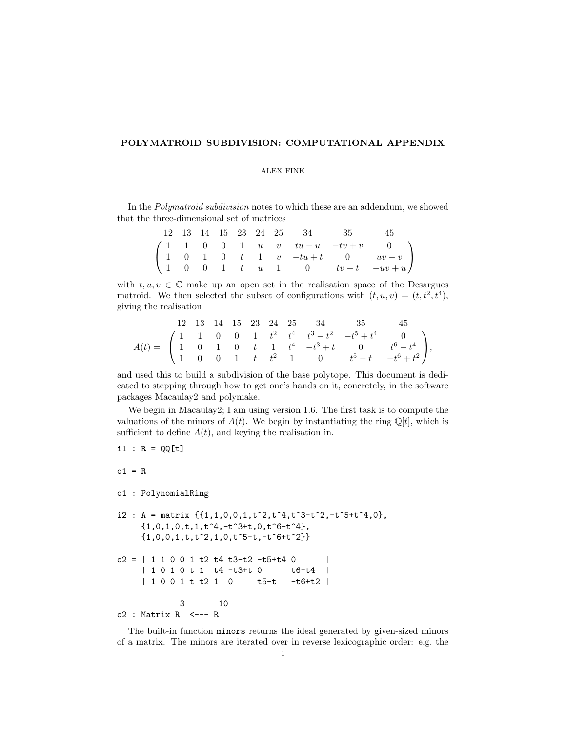# POLYMATROID SUBDIVISION: COMPUTATIONAL APPENDIX

ALEX FINK

In the *Polymatroid subdivision* notes to which these are an addendum, we showed that the three-dimensional set of matrices

$$\begin{array}{cccccccccc} 12 & 13 & 14 & 15 & 23 & 24 & 25 & 34 & 35 & 45 \end{array}$$

$$\begin{pmatrix} 1 & 1 & 0 & 0 & 1 & u & v & tu-u & -tv+v & 0 \\ 1 & 0 & 1 & 0 & t & 1 & v & -tu+t & 0 & uv-v \\ 1 & 0 & 0 & 1 & t & u & 1 & 0 & tv-t & -uv+u \end{pmatrix}$$

with $t, u, v \in \mathbb{C}$ make up an open set in the realisation space of the Desargues matroid. We then selected the subset of configurations with $(t, u, v) = (t, t^2, t^4)$, giving the realisation

$$A(t) = \begin{pmatrix} 1 & 1 & 0 & 0 & 1 & t^2 & t^4 & t^3-t^2 & -t^5+t^4 & 0 \\ 1 & 0 & 1 & 0 & t & 1 & t^4 & -t^3+t & 0 & t^6-t^4 \\ 1 & 0 & 0 & 1 & t & t^2 & 1 & 0 & t^5-t & -t^6+t^2 \end{pmatrix},$$

(with columns labelled 12, 13, 14, 15, 23, 24, 25, 34, 35, 45) and used this to build a subdivision of the base polytope. This document is dedicated to stepping through how to get one's hands on it, concretely, in the software packages Macaulay2 and polymake.

We begin in Macaulay2; I am using version 1.6. The first task is to compute the valuations of the minors of $A(t)$. We begin by instantiating the ring $\mathbb{Q}[t]$, which is sufficient to define $A(t)$, and keying the realisation in.

```
i1 : R = QQ[t]

o1 = R

o1 : PolynomialRing

i2 : A = matrix {{1,1,0,0,1,t^2,t^4,t^3-t^2,-t^5+t^4,0},
     {1,0,1,0,t,1,t^4,-t^3+t,0,t^6-t^4},
     {1,0,0,1,t,t^2,1,0,t^5-t,-t^6+t^2}}

o2 = | 1 1 0 0 1 t2 t4 t3-t2 -t5+t4 0      |
     | 1 0 1 0 t 1  t4 -t3+t 0      t6-t4  |
     | 1 0 0 1 t t2 1  0     t5-t   -t6+t2 |

              3       10
o2 : Matrix R  <--- R
```

The built-in function `minors` returns the ideal generated by given-sized minors of a matrix. The minors are iterated over in reverse lexicographic order: e.g. the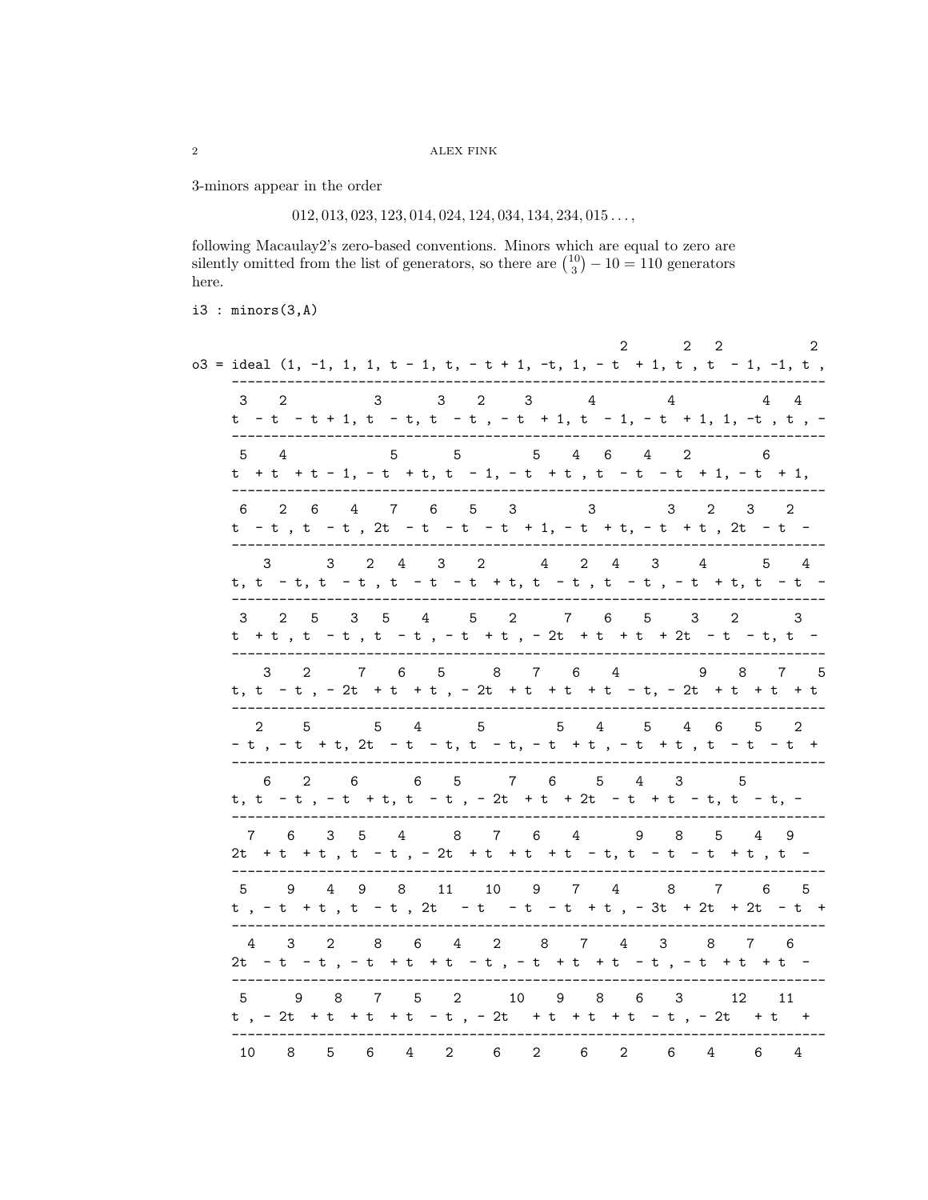3-minors appear in the order

$$012, 013, 023, 123, 014, 024, 124, 034, 134, 234, 015\ldots,$$

following Macaulay2's zero-based conventions. Minors which are equal to zero are silently omitted from the list of generators, so there are $\binom{10}{3} - 10 = 110$ generators here.

```
i3 : minors(3,A)

                                                   2       2   2           2
o3 = ideal (1, -1, 1, 1, t - 1, t, - t + 1, -t, 1, - t  + 1, t , t  - 1, -1, t ,
     ------------------------------------------------------------------------
      3    2           3       3    2     3       4         4           4   4
     t  - t  - t + 1, t  - t, t  - t , - t  + 1, t  - 1, - t  + 1, 1, -t , t , -
     ------------------------------------------------------------------------
      5    4              5       5         5    4   6    4    2         6
     t  + t  + t - 1, - t  + t, t  - 1, - t  + t , t  - t  - t  + 1, - t  + 1,
     ------------------------------------------------------------------------
      6    2   6    4    7    6    5    3          3          3    2   3    2
     t  - t , t  - t , 2t  - t  - t  - t  + 1, - t  + t, - t  + t , 2t  - t  -
     ------------------------------------------------------------------------
        3      3    2  4    3    2        4    2   4    3      4       5    4
     t, t  - t, t  - t , t  - t  - t  + t, t  - t , t  - t , - t  + t, t  - t  -
     ------------------------------------------------------------------------
      3    2   5    3  5    4      5    2      7    6    5     3    2      3
     t  + t , t  - t , t  - t , - t  + t , - 2t  + t  + t  + 2t  - t  - t, t  -
     ------------------------------------------------------------------------
        3    2      7    6    5      8    7    6    4          9    8    7    5
     t, t  - t , - 2t  + t  + t , - 2t  + t  + t  + t  - t, - 2t  + t  + t  + t
     ------------------------------------------------------------------------
       2     5       5    4      5        5    4     5    4   6    5    2
     - t , - t  + t, 2t  - t  - t, t  - t, - t  + t , - t  + t , t  - t  - t  +
     ------------------------------------------------------------------------
        6    2    6       6    5     7    6     5    4    3       5
     t, t  - t , - t  + t, t  - t , - 2t  + t  + 2t  - t  + t  - t, t  - t, -
     ------------------------------------------------------------------------
       7    6    3  5    4      8    7    6    4      9    8    5    4   9
     2t  + t  + t , t  - t , - 2t  + t  + t  + t  - t, t  - t  - t  + t , t  -
     ------------------------------------------------------------------------
      5      9    4  9    8     11    10    9    7    4      8     7     6    5
     t , - t  + t , t  - t , 2t   - t   - t  - t  + t , - 3t  + 2t  + 2t  - t  +
     ------------------------------------------------------------------------
       4    3    2      8    6    4    2      8    7    4    3      8    7    6
     2t  - t  - t , - t  + t  + t  - t , - t  + t  + t  - t , - t  + t  + t  -
     ------------------------------------------------------------------------
      5      9    8    7    5    2      10    9    8    6    3      12    11
     t , - 2t  + t  + t  + t  - t , - 2t   + t  + t  + t  - t , - 2t   + t   +
     ------------------------------------------------------------------------
      10    8    5    6    4    2    6    2    6    2    6    4    6    4
```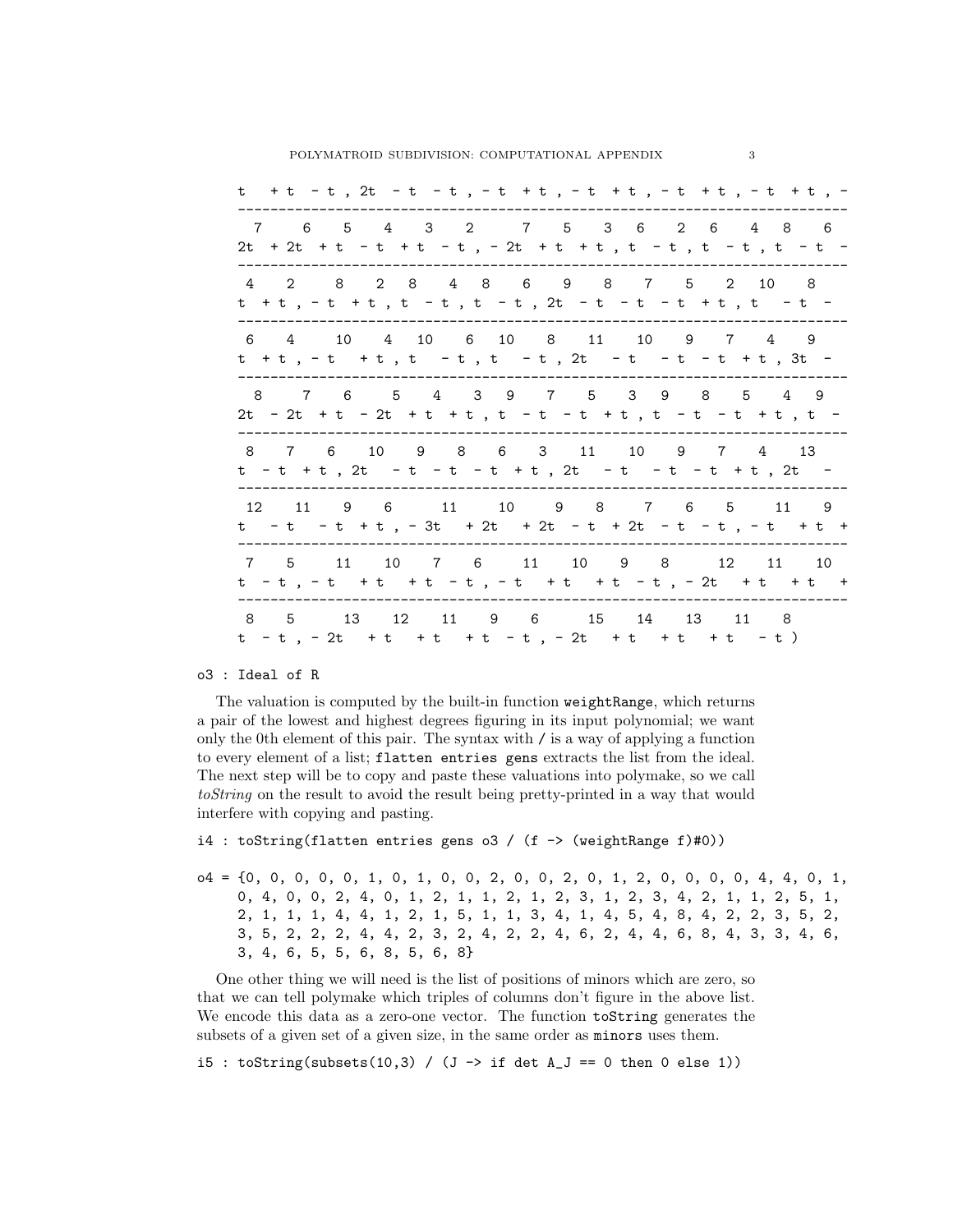```
t   + t  - t , 2t  - t  - t , - t  + t , - t  + t , - t  + t , - t  + t , -
---------------------------------------------------------------------------
 7     6    5    4    3    2     7    5    3   6    2   6    4   8    6
2t  + 2t  + t  - t  + t  - t , - 2t  + t  + t , t  - t , t  - t , t  - t  -
---------------------------------------------------------------------------
 4    2     8    2   8    4   8    6    9    8    7    5    2   10    8
t  + t , - t  + t , t  - t , t  - t , 2t  - t  - t  - t  + t , t   - t  -
---------------------------------------------------------------------------
 6    4     10    4   10    6   10    8    11    10    9    7    4    9
t  + t , - t   + t , t   - t , t   - t , 2t   - t   - t  - t  + t , 3t  -
---------------------------------------------------------------------------
  8     7    6     5    4    3   9    7    5    3   9    8    5    4   9
2t  - 2t  + t  - 2t  + t  + t , t  - t  - t  + t , t  - t  - t  + t , t  -
---------------------------------------------------------------------------
 8    7    6    10    9    8    6    3    11    10    9    7    4    13
t  - t  + t , 2t   - t  - t  - t  + t , 2t   - t   - t  - t  + t , 2t   -
---------------------------------------------------------------------------
 12    11    9    6      11     10     9    8     7    6    5     11    9
t   - t   - t  + t , - 3t   + 2t   + 2t  - t  + 2t  - t  - t , - t   + t  +
---------------------------------------------------------------------------
 7    5     11    10    7    6     11    10    9    8      12    11    10
t  - t , - t   + t   + t  - t , - t   + t   + t  - t , - 2t   + t   + t   +
---------------------------------------------------------------------------
 8    5      13    12    11    9    6      15    14    13    11    8
t  - t , - 2t   + t   + t   + t  - t , - 2t   + t   + t   + t   - t )

o3 : Ideal of R
```

The valuation is computed by the built-in function `weightRange`, which returns a pair of the lowest and highest degrees figuring in its input polynomial; we want only the 0th element of this pair. The syntax with `/` is a way of applying a function to every element of a list; `flatten entries gens` extracts the list from the ideal. The next step will be to copy and paste these valuations into polymake, so we call *toString* on the result to avoid the result being pretty-printed in a way that would interfere with copying and pasting.

```
i4 : toString(flatten entries gens o3 / (f -> (weightRange f)#0))

o4 = {0, 0, 0, 0, 0, 1, 0, 1, 0, 0, 2, 0, 0, 2, 0, 1, 2, 0, 0, 0, 0, 4, 4, 0, 1,
     0, 4, 0, 0, 2, 4, 0, 1, 2, 1, 1, 2, 1, 2, 3, 1, 2, 3, 4, 2, 1, 1, 2, 5, 1,
     2, 1, 1, 1, 4, 4, 1, 2, 1, 5, 1, 1, 3, 4, 1, 4, 5, 4, 8, 4, 2, 2, 3, 5, 2,
     3, 5, 2, 2, 2, 4, 4, 2, 3, 2, 4, 2, 2, 4, 6, 2, 4, 4, 6, 8, 4, 3, 3, 4, 6,
     3, 4, 6, 5, 5, 6, 8, 5, 6, 8}
```

One other thing we will need is the list of positions of minors which are zero, so that we can tell polymake which triples of columns don't figure in the above list. We encode this data as a zero-one vector. The function `toString` generates the subsets of a given set of a given size, in the same order as `minors` uses them.

```
i5 : toString(subsets(10,3) / (J -> if det A_J == 0 then 0 else 1))
```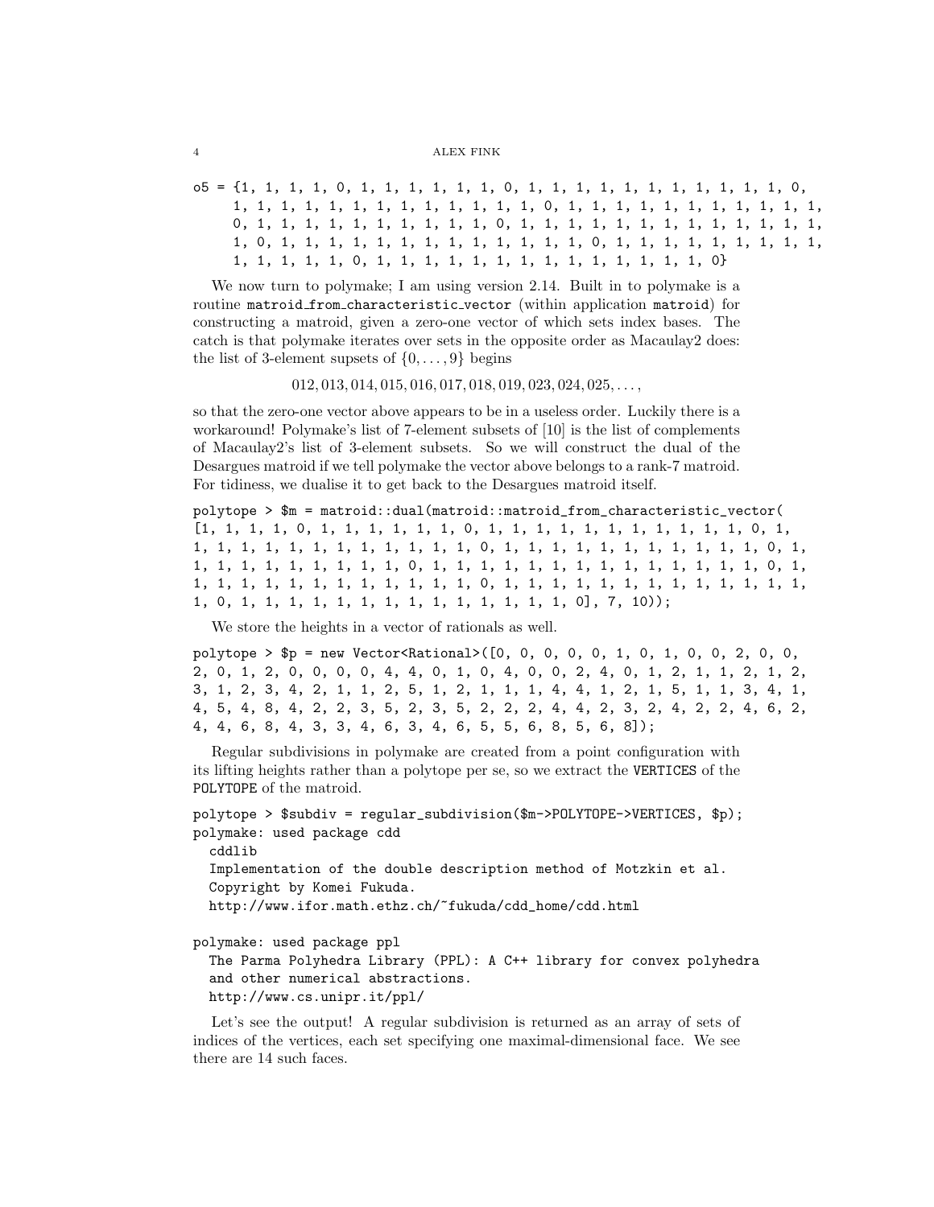```
o5 = {1, 1, 1, 1, 0, 1, 1, 1, 1, 1, 1, 0, 1, 1, 1, 1, 1, 1, 1, 1, 1, 1, 1, 0,
      1, 1, 1, 1, 1, 1, 1, 1, 1, 1, 1, 1, 1, 0, 1, 1, 1, 1, 1, 1, 1, 1, 1, 1, 1,
      0, 1, 1, 1, 1, 1, 1, 1, 1, 1, 1, 0, 1, 1, 1, 1, 1, 1, 1, 1, 1, 1, 1, 1,
      1, 0, 1, 1, 1, 1, 1, 1, 1, 1, 1, 1, 1, 1, 0, 1, 1, 1, 1, 1, 1, 1, 1, 1,
      1, 1, 1, 1, 1, 0, 1, 1, 1, 1, 1, 1, 1, 1, 1, 1, 1, 1, 1, 0}
```

We now turn to polymake; I am using version 2.14. Built in to polymake is a routine `matroid_from_characteristic_vector` (within application `matroid`) for constructing a matroid, given a zero-one vector of which sets index bases. The catch is that polymake iterates over sets in the opposite order as Macaulay2 does: the list of 3-element supsets of $\{0, \ldots, 9\}$ begins

$$012, 013, 014, 015, 016, 017, 018, 019, 023, 024, 025, \ldots,$$

so that the zero-one vector above appears to be in a useless order. Luckily there is a workaround! Polymake's list of 7-element subsets of [10] is the list of complements of Macaulay2's list of 3-element subsets. So we will construct the dual of the Desargues matroid if we tell polymake the vector above belongs to a rank-7 matroid. For tidiness, we dualise it to get back to the Desargues matroid itself.

```
polytope > $m = matroid::dual(matroid::matroid_from_characteristic_vector(
[1, 1, 1, 1, 0, 1, 1, 1, 1, 1, 1, 0, 1, 1, 1, 1, 1, 1, 1, 1, 1, 1, 1, 0, 1,
1, 1, 1, 1, 1, 1, 1, 1, 1, 1, 1, 1, 0, 1, 1, 1, 1, 1, 1, 1, 1, 1, 1, 1, 0, 1,
1, 1, 1, 1, 1, 1, 1, 1, 1, 1, 0, 1, 1, 1, 1, 1, 1, 1, 1, 1, 1, 1, 1, 1, 0, 1,
1, 1, 1, 1, 1, 1, 1, 1, 1, 1, 1, 1, 0, 1, 1, 1, 1, 1, 1, 1, 1, 1, 1, 1, 1, 1,
1, 0, 1, 1, 1, 1, 1, 1, 1, 1, 1, 1, 1, 1, 1, 0], 7, 10));
```

We store the heights in a vector of rationals as well.

```
polytope > $p = new Vector<Rational>([0, 0, 0, 0, 0, 1, 0, 1, 0, 0, 2, 0, 0,
2, 0, 1, 2, 0, 0, 0, 0, 4, 4, 0, 1, 0, 4, 0, 0, 2, 4, 0, 1, 2, 1, 1, 2, 1, 2,
3, 1, 2, 3, 4, 2, 1, 1, 2, 5, 1, 2, 1, 1, 1, 4, 4, 1, 2, 1, 5, 1, 1, 3, 4, 1,
4, 5, 4, 8, 4, 2, 2, 3, 5, 2, 3, 5, 2, 2, 2, 4, 4, 2, 3, 2, 4, 2, 2, 4, 6, 2,
4, 4, 6, 8, 4, 3, 3, 4, 6, 3, 4, 6, 5, 5, 6, 8, 5, 6, 8]);
```

Regular subdivisions in polymake are created from a point configuration with its lifting heights rather than a polytope per se, so we extract the `VERTICES` of the `POLYTOPE` of the matroid.

```
polytope > $subdiv = regular_subdivision($m->POLYTOPE->VERTICES, $p);
polymake: used package cdd
  cddlib
  Implementation of the double description method of Motzkin et al.
  Copyright by Komei Fukuda.
  http://www.ifor.math.ethz.ch/~fukuda/cdd_home/cdd.html

polymake: used package ppl
  The Parma Polyhedra Library (PPL): A C++ library for convex polyhedra
  and other numerical abstractions.
  http://www.cs.unipr.it/ppl/
```

Let's see the output! A regular subdivision is returned as an array of sets of indices of the vertices, each set specifying one maximal-dimensional face. We see there are 14 such faces.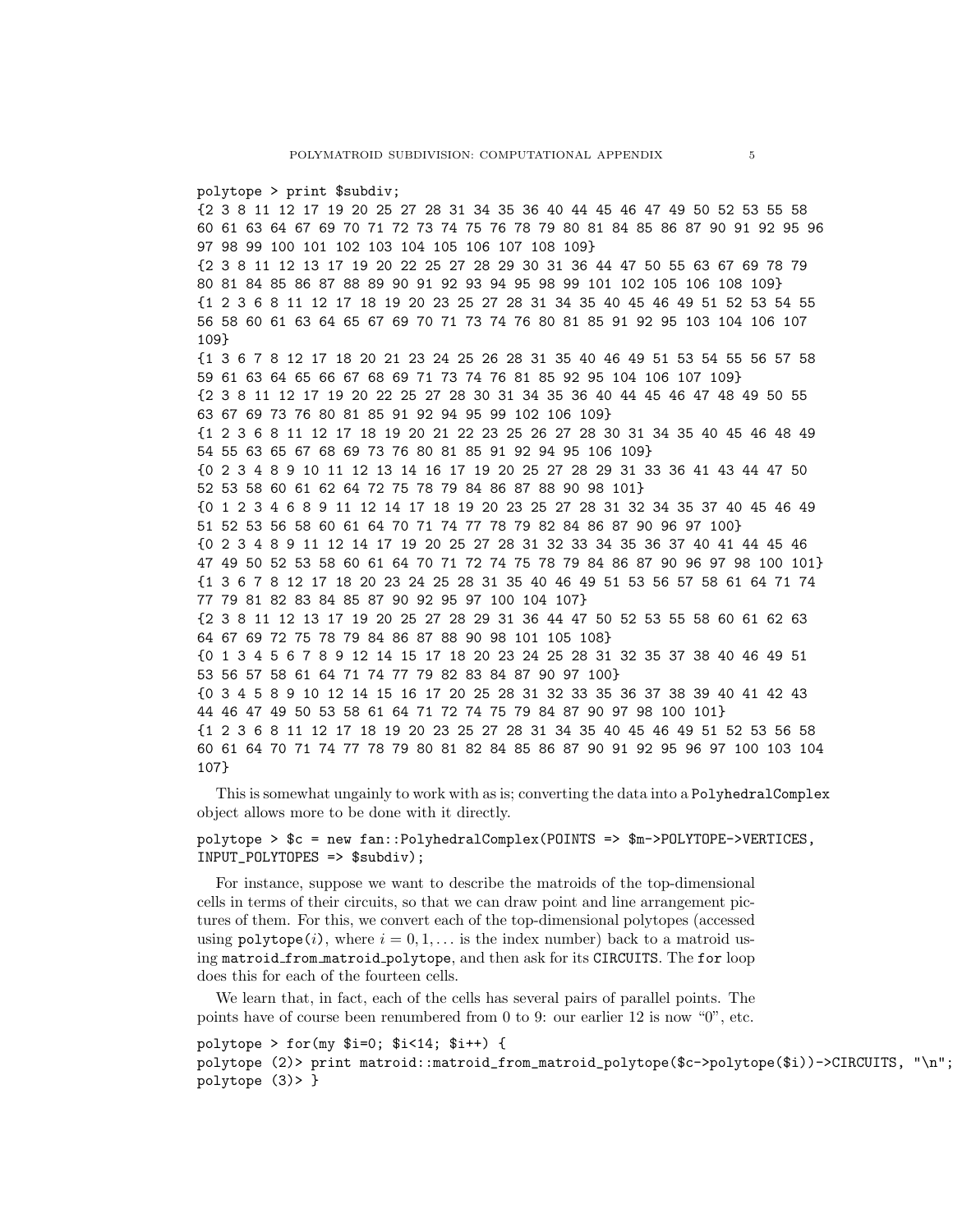```
polytope > print $subdiv;
{2 3 8 11 12 17 19 20 25 27 28 31 34 35 36 40 44 45 46 47 49 50 52 53 55 58
60 61 63 64 67 69 70 71 72 73 74 75 76 78 79 80 81 84 85 86 87 90 91 92 95 96
97 98 99 100 101 102 103 104 105 106 107 108 109}
{2 3 8 11 12 13 17 19 20 22 25 27 28 29 30 31 36 44 47 50 55 63 67 69 78 79
80 81 84 85 86 87 88 89 90 91 92 93 94 95 98 99 101 102 105 106 108 109}
{1 2 3 6 8 11 12 17 18 19 20 23 25 27 28 31 34 35 40 45 46 49 51 52 53 54 55
56 58 60 61 63 64 65 67 69 70 71 73 74 76 80 81 85 91 92 95 103 104 106 107
109}
{1 3 6 7 8 12 17 18 20 21 23 24 25 26 28 31 35 40 46 49 51 53 54 55 56 57 58
59 61 63 64 65 66 67 68 69 71 73 74 76 81 85 92 95 104 106 107 109}
{2 3 8 11 12 17 19 20 22 25 27 28 30 31 34 35 36 40 44 45 46 47 48 49 50 55
63 67 69 73 76 80 81 85 91 92 94 95 99 102 106 109}
{1 2 3 6 8 11 12 17 18 19 20 21 22 23 25 26 27 28 30 31 34 35 40 45 46 48 49
54 55 63 65 67 68 69 73 76 80 81 85 91 92 94 95 106 109}
{0 2 3 4 8 9 10 11 12 13 14 16 17 19 20 25 27 28 29 31 33 36 41 43 44 47 50
52 53 58 60 61 62 64 72 75 78 79 84 86 87 88 90 98 101}
{0 1 2 3 4 6 8 9 11 12 14 17 18 19 20 23 25 27 28 31 32 34 35 37 40 45 46 49
51 52 53 56 58 60 61 64 70 71 74 77 78 79 82 84 86 87 90 96 97 100}
{0 2 3 4 8 9 11 12 14 17 19 20 25 27 28 31 32 33 34 35 36 37 40 41 44 45 46
47 49 50 52 53 58 60 61 64 70 71 72 74 75 78 79 84 86 87 90 96 97 98 100 101}
{1 3 6 7 8 12 17 18 20 23 24 25 28 31 35 40 46 49 51 53 56 57 58 61 64 71 74
77 79 81 82 83 84 85 87 90 92 95 97 100 104 107}
{2 3 8 11 12 13 17 19 20 25 27 28 29 31 36 44 47 50 52 53 55 58 60 61 62 63
64 67 69 72 75 78 79 84 86 87 88 90 98 101 105 108}
{0 1 3 4 5 6 7 8 9 12 14 15 17 18 20 23 24 25 28 31 32 35 37 38 40 46 49 51
53 56 57 58 61 64 71 74 77 79 82 83 84 87 90 97 100}
{0 3 4 5 8 9 10 12 14 15 16 17 20 25 28 31 32 33 35 36 37 38 39 40 41 42 43
44 46 47 49 50 53 58 61 64 71 72 74 75 79 84 87 90 97 98 100 101}
{1 2 3 6 8 11 12 17 18 19 20 23 25 27 28 31 34 35 40 45 46 49 51 52 53 56 58
60 61 64 70 71 74 77 78 79 80 81 82 84 85 86 87 90 91 92 95 96 97 100 103 104
107}
```

This is somewhat ungainly to work with as is; converting the data into a `PolyhedralComplex` object allows more to be done with it directly.

```
polytope > $c = new fan::PolyhedralComplex(POINTS => $m->POLYTOPE->VERTICES,
INPUT_POLYTOPES => $subdiv);
```

For instance, suppose we want to describe the matroids of the top-dimensional cells in terms of their circuits, so that we can draw point and line arrangement pictures of them. For this, we convert each of the top-dimensional polytopes (accessed using `polytope(`$i$`)`, where $i = 0, 1, \ldots$ is the index number) back to a matroid using `matroid_from_matroid_polytope`, and then ask for its `CIRCUITS`. The `for` loop does this for each of the fourteen cells.

We learn that, in fact, each of the cells has several pairs of parallel points. The points have of course been renumbered from 0 to 9: our earlier 12 is now "0", etc.

```
polytope > for(my $i=0; $i<14; $i++) {
polytope (2)> print matroid::matroid_from_matroid_polytope($c->polytope($i))->CIRCUITS, "\n";
polytope (3)> }
```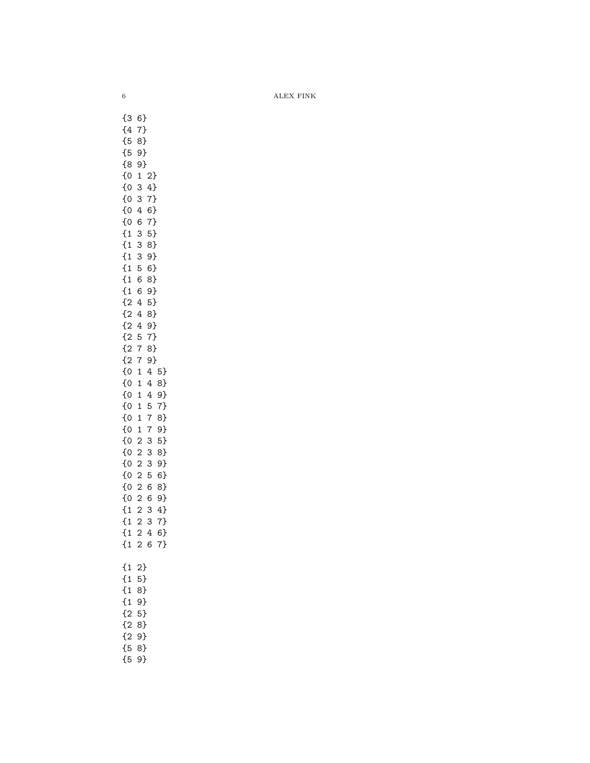```
{3 6}
{4 7}
{5 8}
{5 9}
{8 9}
{0 1 2}
{0 3 4}
{0 3 7}
{0 4 6}
{0 6 7}
{1 3 5}
{1 3 8}
{1 3 9}
{1 5 6}
{1 6 8}
{1 6 9}
{2 4 5}
{2 4 8}
{2 4 9}
{2 5 7}
{2 7 8}
{2 7 9}
{0 1 4 5}
{0 1 4 8}
{0 1 4 9}
{0 1 5 7}
{0 1 7 8}
{0 1 7 9}
{0 2 3 5}
{0 2 3 8}
{0 2 3 9}
{0 2 5 6}
{0 2 6 8}
{0 2 6 9}
{1 2 3 4}
{1 2 3 7}
{1 2 4 6}
{1 2 6 7}

{1 2}
{1 5}
{1 8}
{1 9}
{2 5}
{2 8}
{2 9}
{5 8}
{5 9}
```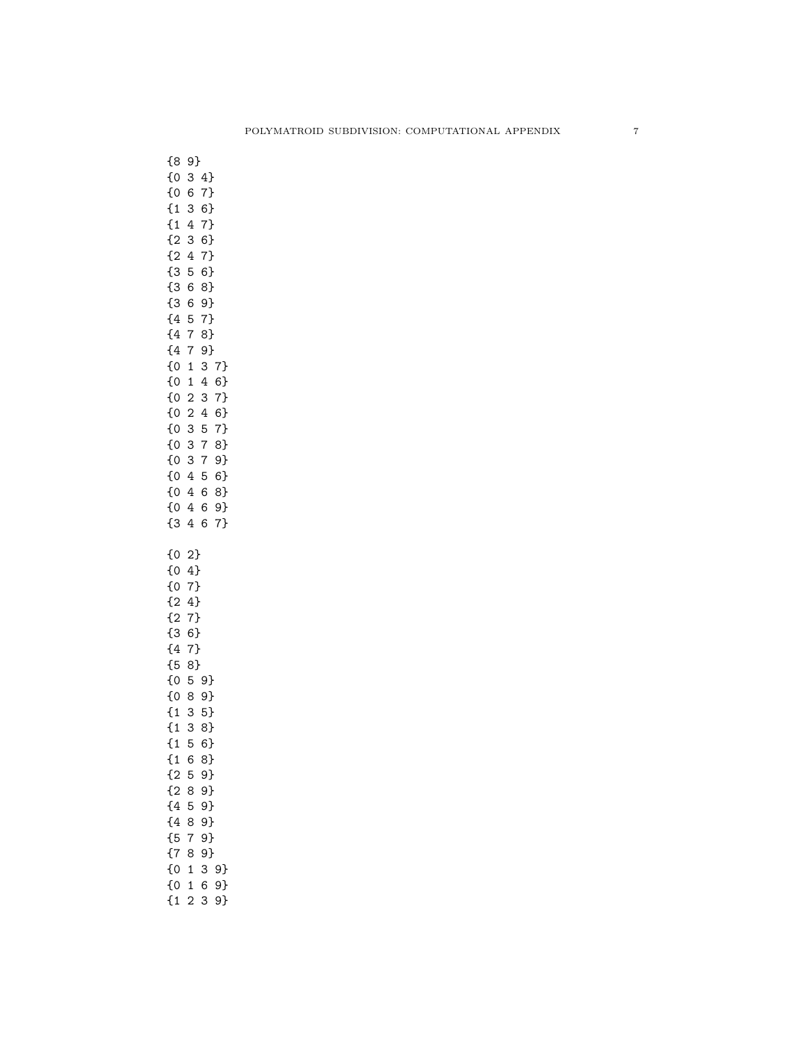```
{8 9}
{0 3 4}
{0 6 7}
{1 3 6}
{1 4 7}
{2 3 6}
{2 4 7}
{3 5 6}
{3 6 8}
{3 6 9}
{4 5 7}
{4 7 8}
{4 7 9}
{0 1 3 7}
{0 1 4 6}
{0 2 3 7}
{0 2 4 6}
{0 3 5 7}
{0 3 7 8}
{0 3 7 9}
{0 4 5 6}
{0 4 6 8}
{0 4 6 9}
{3 4 6 7}

{0 2}
{0 4}
{0 7}
{2 4}
{2 7}
{3 6}
{4 7}
{5 8}
{0 5 9}
{0 8 9}
{1 3 5}
{1 3 8}
{1 5 6}
{1 6 8}
{2 5 9}
{2 8 9}
{4 5 9}
{4 8 9}
{5 7 9}
{7 8 9}
{0 1 3 9}
{0 1 6 9}
{1 2 3 9}
```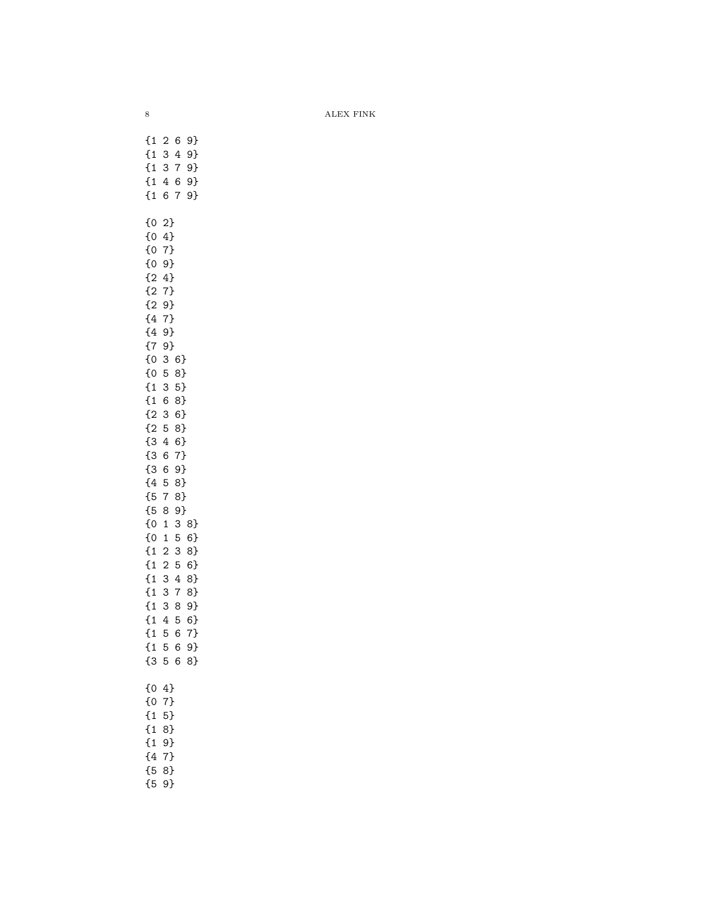```
{1 2 6 9}
{1 3 4 9}
{1 3 7 9}
{1 4 6 9}
{1 6 7 9}

{0 2}
{0 4}
{0 7}
{0 9}
{2 4}
{2 7}
{2 9}
{4 7}
{4 9}
{7 9}
{0 3 6}
{0 5 8}
{1 3 5}
{1 6 8}
{2 3 6}
{2 5 8}
{3 4 6}
{3 6 7}
{3 6 9}
{4 5 8}
{5 7 8}
{5 8 9}
{0 1 3 8}
{0 1 5 6}
{1 2 3 8}
{1 2 5 6}
{1 3 4 8}
{1 3 7 8}
{1 3 8 9}
{1 4 5 6}
{1 5 6 7}
{1 5 6 9}
{3 5 6 8}

{0 4}
{0 7}
{1 5}
{1 8}
{1 9}
{4 7}
{5 8}
{5 9}
```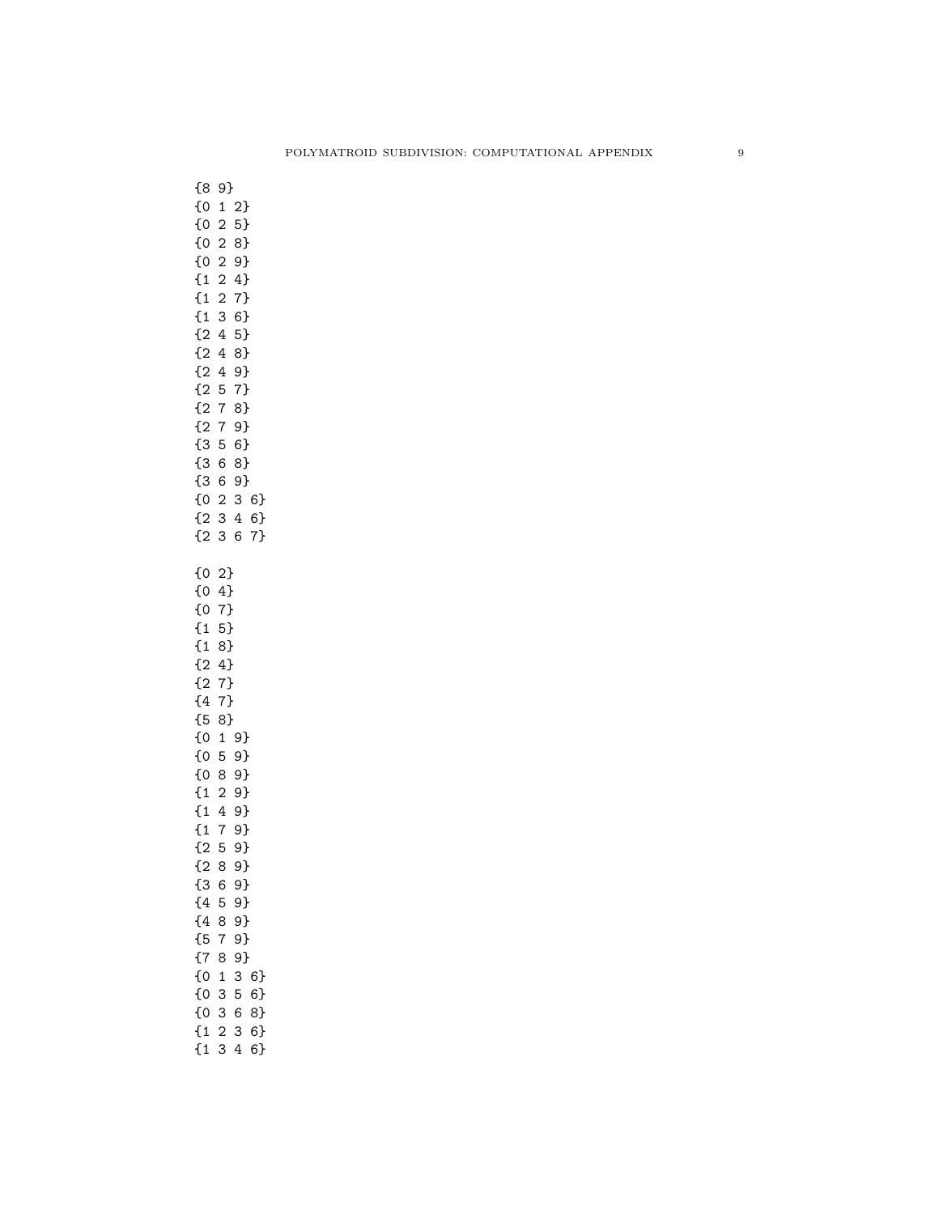```
{8 9}
{0 1 2}
{0 2 5}
{0 2 8}
{0 2 9}
{1 2 4}
{1 2 7}
{1 3 6}
{2 4 5}
{2 4 8}
{2 4 9}
{2 5 7}
{2 7 8}
{2 7 9}
{3 5 6}
{3 6 8}
{3 6 9}
{0 2 3 6}
{2 3 4 6}
{2 3 6 7}

{0 2}
{0 4}
{0 7}
{1 5}
{1 8}
{2 4}
{2 7}
{4 7}
{5 8}
{0 1 9}
{0 5 9}
{0 8 9}
{1 2 9}
{1 4 9}
{1 7 9}
{2 5 9}
{2 8 9}
{3 6 9}
{4 5 9}
{4 8 9}
{5 7 9}
{7 8 9}
{0 1 3 6}
{0 3 5 6}
{0 3 6 8}
{1 2 3 6}
{1 3 4 6}
```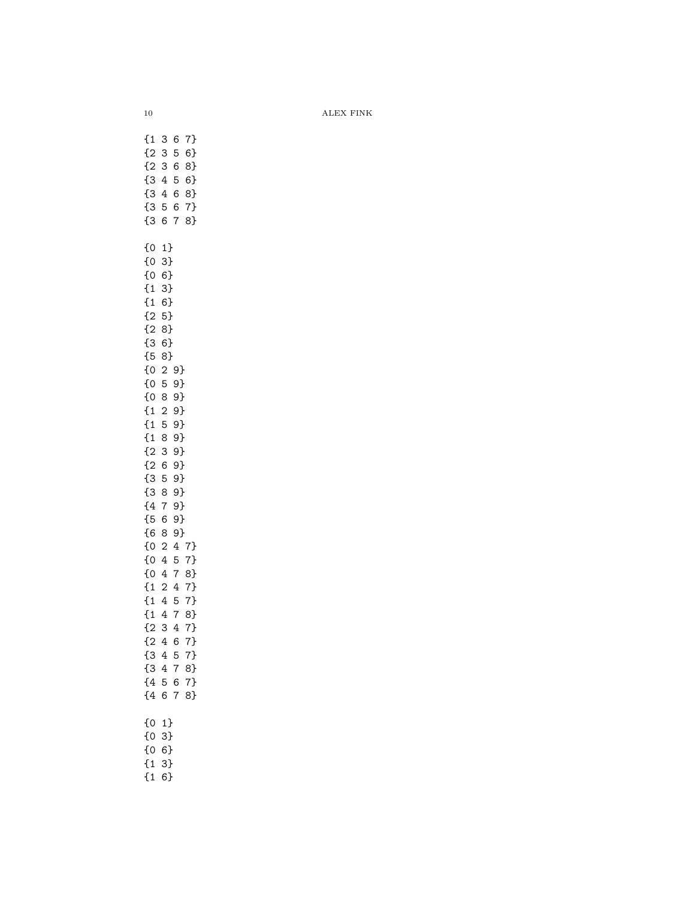```
{1 3 6 7}
{2 3 5 6}
{2 3 6 8}
{3 4 5 6}
{3 4 6 8}
{3 5 6 7}
{3 6 7 8}

{0 1}
{0 3}
{0 6}
{1 3}
{1 6}
{2 5}
{2 8}
{3 6}
{5 8}
{0 2 9}
{0 5 9}
{0 8 9}
{1 2 9}
{1 5 9}
{1 8 9}
{2 3 9}
{2 6 9}
{3 5 9}
{3 8 9}
{4 7 9}
{5 6 9}
{6 8 9}
{0 2 4 7}
{0 4 5 7}
{0 4 7 8}
{1 2 4 7}
{1 4 5 7}
{1 4 7 8}
{2 3 4 7}
{2 4 6 7}
{3 4 5 7}
{3 4 7 8}
{4 5 6 7}
{4 6 7 8}

{0 1}
{0 3}
{0 6}
{1 3}
{1 6}
```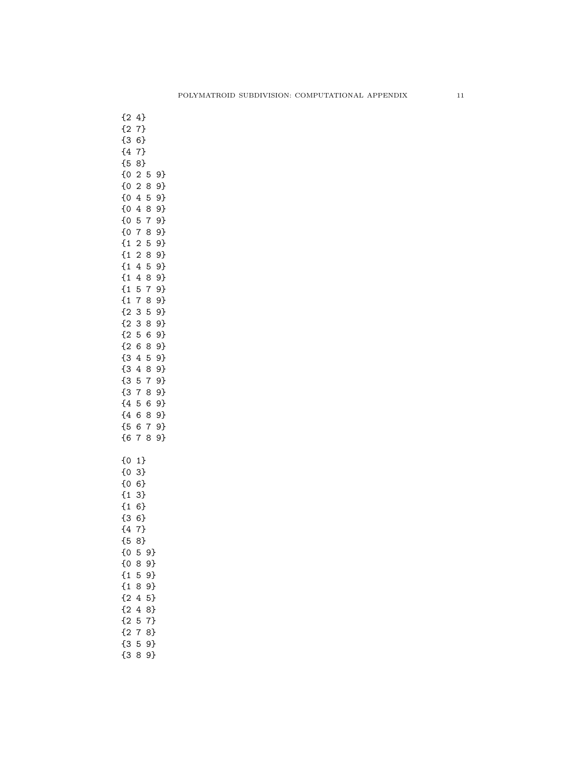```
{2 4}
{2 7}
{3 6}
{4 7}
{5 8}
{0 2 5 9}
{0 2 8 9}
{0 4 5 9}
{0 4 8 9}
{0 5 7 9}
{0 7 8 9}
{1 2 5 9}
{1 2 8 9}
{1 4 5 9}
{1 4 8 9}
{1 5 7 9}
{1 7 8 9}
{2 3 5 9}
{2 3 8 9}
{2 5 6 9}
{2 6 8 9}
{3 4 5 9}
{3 4 8 9}
{3 5 7 9}
{3 7 8 9}
{4 5 6 9}
{4 6 8 9}
{5 6 7 9}
{6 7 8 9}

{0 1}
{0 3}
{0 6}
{1 3}
{1 6}
{3 6}
{4 7}
{5 8}
{0 5 9}
{0 8 9}
{1 5 9}
{1 8 9}
{2 4 5}
{2 4 8}
{2 5 7}
{2 7 8}
{3 5 9}
{3 8 9}
```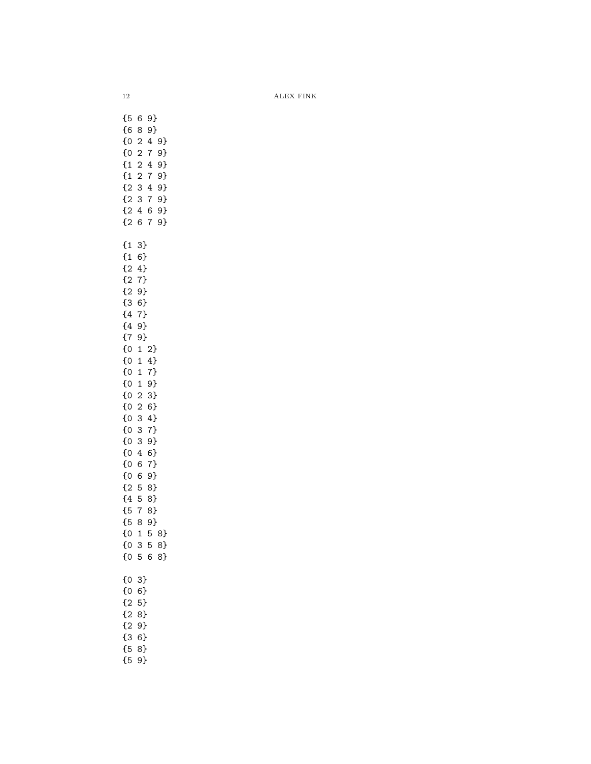```
{5 6 9}
{6 8 9}
{0 2 4 9}
{0 2 7 9}
{1 2 4 9}
{1 2 7 9}
{2 3 4 9}
{2 3 7 9}
{2 4 6 9}
{2 6 7 9}

{1 3}
{1 6}
{2 4}
{2 7}
{2 9}
{3 6}
{4 7}
{4 9}
{7 9}
{0 1 2}
{0 1 4}
{0 1 7}
{0 1 9}
{0 2 3}
{0 2 6}
{0 3 4}
{0 3 7}
{0 3 9}
{0 4 6}
{0 6 7}
{0 6 9}
{2 5 8}
{4 5 8}
{5 7 8}
{5 8 9}
{0 1 5 8}
{0 3 5 8}
{0 5 6 8}

{0 3}
{0 6}
{2 5}
{2 8}
{2 9}
{3 6}
{5 8}
{5 9}
```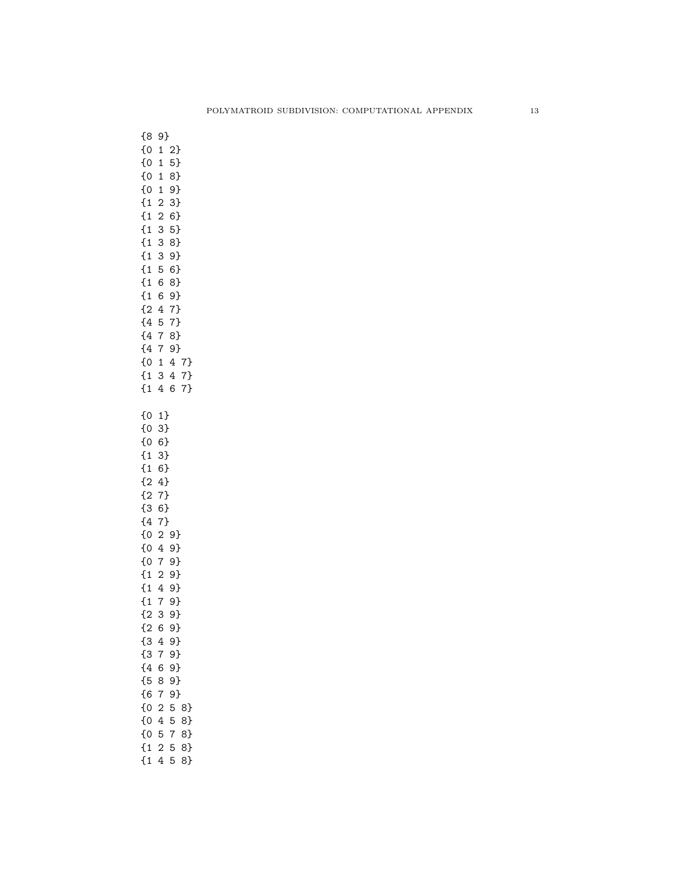```
{8 9}
{0 1 2}
{0 1 5}
{0 1 8}
{0 1 9}
{1 2 3}
{1 2 6}
{1 3 5}
{1 3 8}
{1 3 9}
{1 5 6}
{1 6 8}
{1 6 9}
{2 4 7}
{4 5 7}
{4 7 8}
{4 7 9}
{0 1 4 7}
{1 3 4 7}
{1 4 6 7}

{0 1}
{0 3}
{0 6}
{1 3}
{1 6}
{2 4}
{2 7}
{3 6}
{4 7}
{0 2 9}
{0 4 9}
{0 7 9}
{1 2 9}
{1 4 9}
{1 7 9}
{2 3 9}
{2 6 9}
{3 4 9}
{3 7 9}
{4 6 9}
{5 8 9}
{6 7 9}
{0 2 5 8}
{0 4 5 8}
{0 5 7 8}
{1 2 5 8}
{1 4 5 8}
```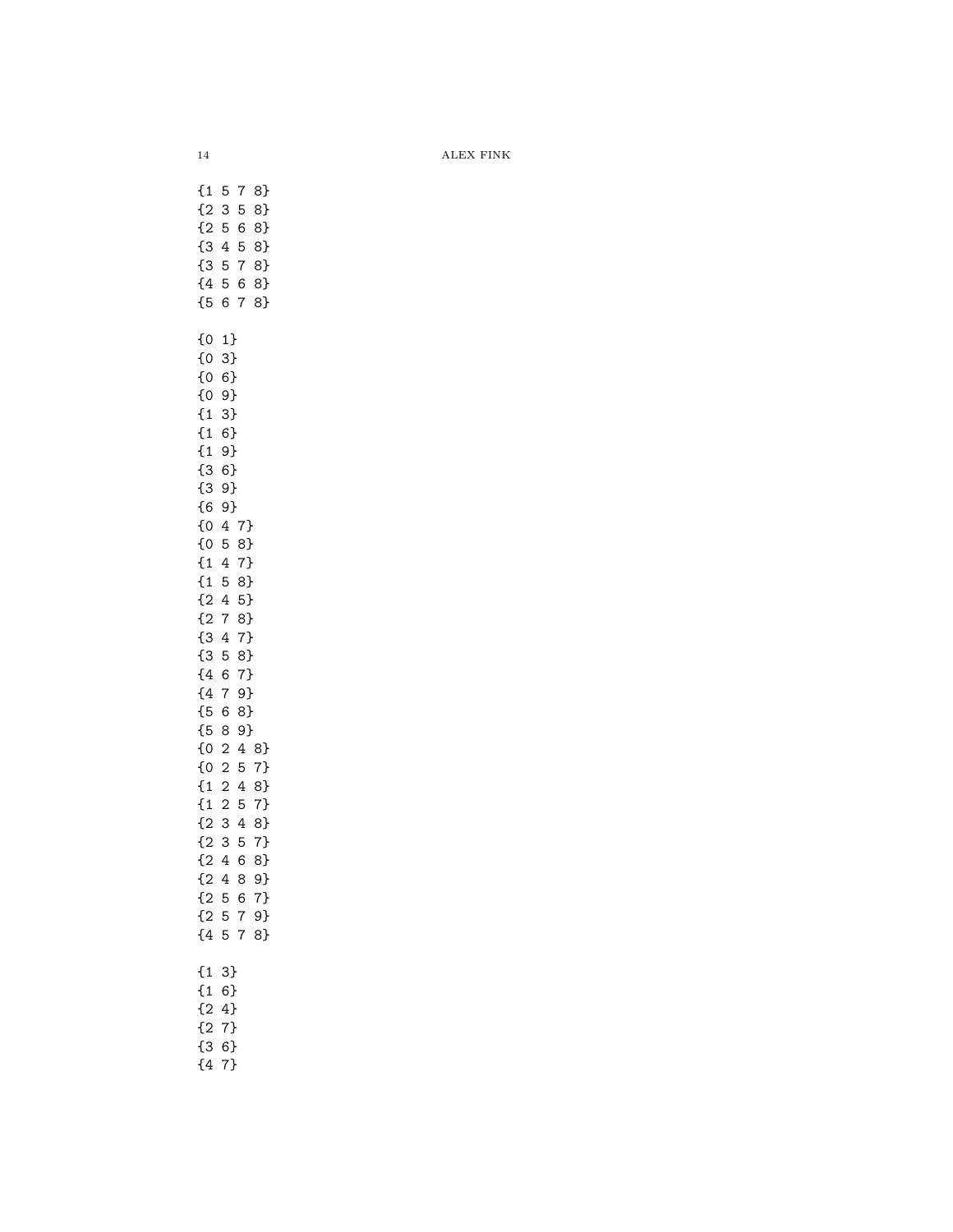```
{1 5 7 8}
{2 3 5 8}
{2 5 6 8}
{3 4 5 8}
{3 5 7 8}
{4 5 6 8}
{5 6 7 8}

{0 1}
{0 3}
{0 6}
{0 9}
{1 3}
{1 6}
{1 9}
{3 6}
{3 9}
{6 9}
{0 4 7}
{0 5 8}
{1 4 7}
{1 5 8}
{2 4 5}
{2 7 8}
{3 4 7}
{3 5 8}
{4 6 7}
{4 7 9}
{5 6 8}
{5 8 9}
{0 2 4 8}
{0 2 5 7}
{1 2 4 8}
{1 2 5 7}
{2 3 4 8}
{2 3 5 7}
{2 4 6 8}
{2 4 8 9}
{2 5 6 7}
{2 5 7 9}
{4 5 7 8}

{1 3}
{1 6}
{2 4}
{2 7}
{3 6}
{4 7}
```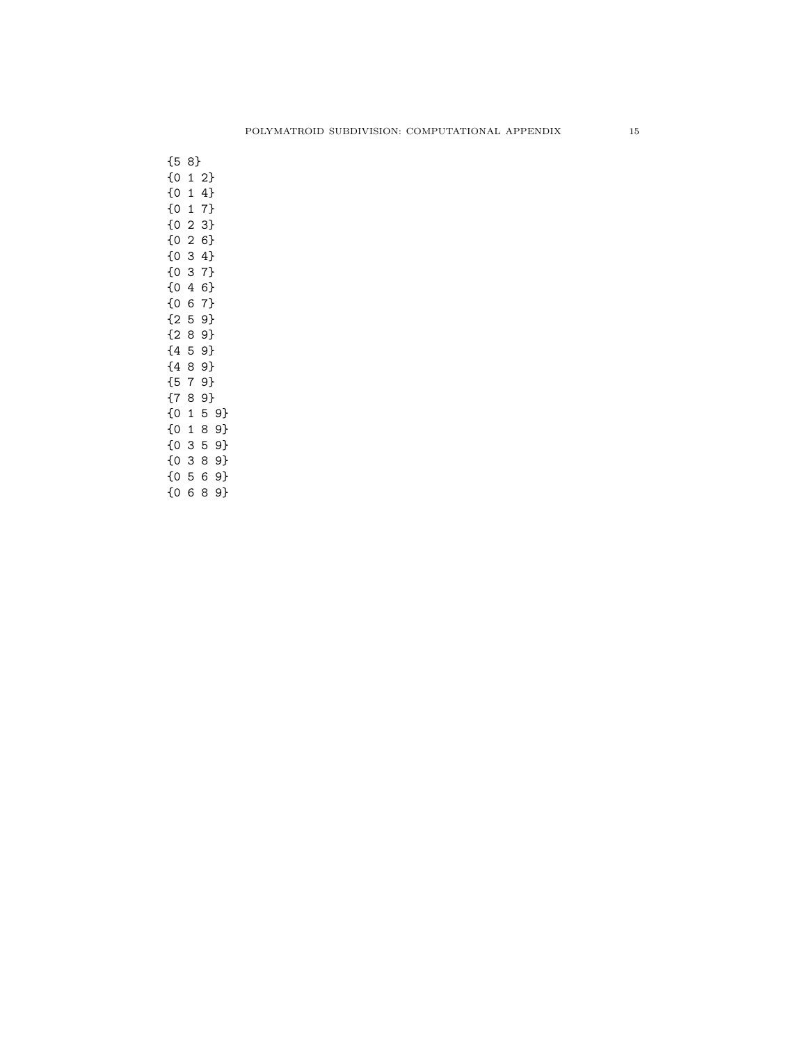```
{5 8}
{0 1 2}
{0 1 4}
{0 1 7}
{0 2 3}
{0 2 6}
{0 3 4}
{0 3 7}
{0 4 6}
{0 6 7}
{2 5 9}
{2 8 9}
{4 5 9}
{4 8 9}
{5 7 9}
{7 8 9}
{0 1 5 9}
{0 1 8 9}
{0 3 5 9}
{0 3 8 9}
{0 5 6 9}
{0 6 8 9}
```